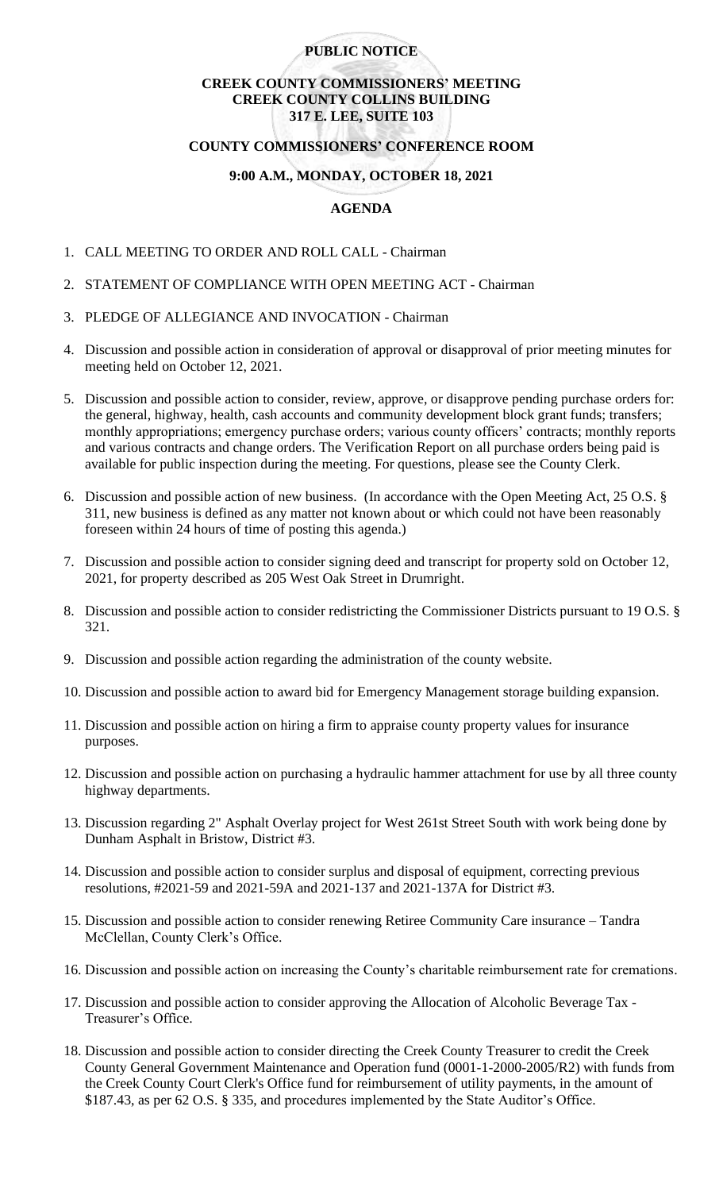**PUBLIC NOTICE**

**CREEK COUNTY COMMISSIONERS' MEETING**
**CREEK COUNTY COLLINS BUILDING**
**317 E. LEE, SUITE 103**

**COUNTY COMMISSIONERS' CONFERENCE ROOM**

**9:00 A.M., MONDAY, OCTOBER 18, 2021**

**AGENDA**

1. CALL MEETING TO ORDER AND ROLL CALL - Chairman
2. STATEMENT OF COMPLIANCE WITH OPEN MEETING ACT - Chairman
3. PLEDGE OF ALLEGIANCE AND INVOCATION - Chairman
4. Discussion and possible action in consideration of approval or disapproval of prior meeting minutes for meeting held on October 12, 2021.
5. Discussion and possible action to consider, review, approve, or disapprove pending purchase orders for: the general, highway, health, cash accounts and community development block grant funds; transfers; monthly appropriations; emergency purchase orders; various county officers' contracts; monthly reports and various contracts and change orders. The Verification Report on all purchase orders being paid is available for public inspection during the meeting. For questions, please see the County Clerk.
6. Discussion and possible action of new business. (In accordance with the Open Meeting Act, 25 O.S. § 311, new business is defined as any matter not known about or which could not have been reasonably foreseen within 24 hours of time of posting this agenda.)
7. Discussion and possible action to consider signing deed and transcript for property sold on October 12, 2021, for property described as 205 West Oak Street in Drumright.
8. Discussion and possible action to consider redistricting the Commissioner Districts pursuant to 19 O.S. § 321.
9. Discussion and possible action regarding the administration of the county website.
10. Discussion and possible action to award bid for Emergency Management storage building expansion.
11. Discussion and possible action on hiring a firm to appraise county property values for insurance purposes.
12. Discussion and possible action on purchasing a hydraulic hammer attachment for use by all three county highway departments.
13. Discussion regarding 2" Asphalt Overlay project for West 261st Street South with work being done by Dunham Asphalt in Bristow, District #3.
14. Discussion and possible action to consider surplus and disposal of equipment, correcting previous resolutions, #2021-59 and 2021-59A and 2021-137 and 2021-137A for District #3.
15. Discussion and possible action to consider renewing Retiree Community Care insurance – Tandra McClellan, County Clerk's Office.
16. Discussion and possible action on increasing the County's charitable reimbursement rate for cremations.
17. Discussion and possible action to consider approving the Allocation of Alcoholic Beverage Tax - Treasurer's Office.
18. Discussion and possible action to consider directing the Creek County Treasurer to credit the Creek County General Government Maintenance and Operation fund (0001-1-2000-2005/R2) with funds from the Creek County Court Clerk's Office fund for reimbursement of utility payments, in the amount of $187.43, as per 62 O.S. § 335, and procedures implemented by the State Auditor's Office.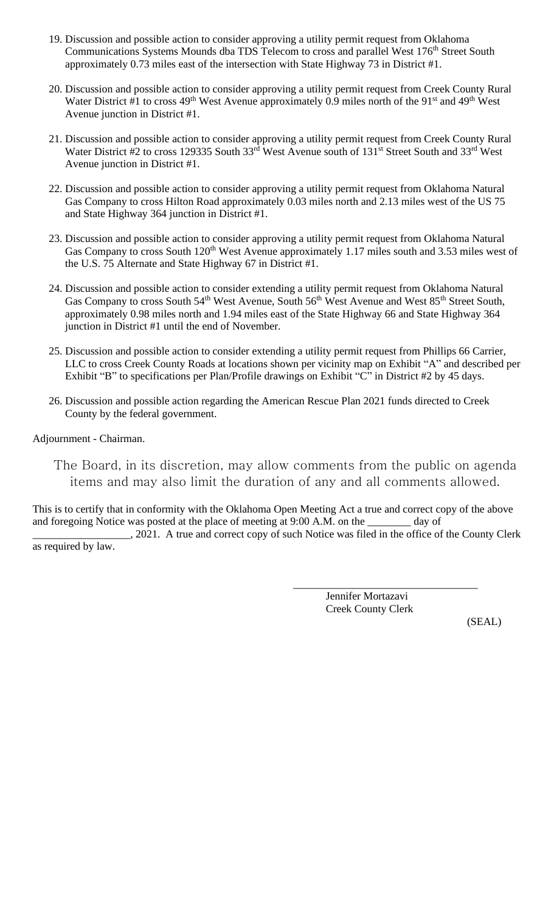19. Discussion and possible action to consider approving a utility permit request from Oklahoma Communications Systems Mounds dba TDS Telecom to cross and parallel West 176th Street South approximately 0.73 miles east of the intersection with State Highway 73 in District #1.

20. Discussion and possible action to consider approving a utility permit request from Creek County Rural Water District #1 to cross 49th West Avenue approximately 0.9 miles north of the 91st and 49th West Avenue junction in District #1.

21. Discussion and possible action to consider approving a utility permit request from Creek County Rural Water District #2 to cross 129335 South 33rd West Avenue south of 131st Street South and 33rd West Avenue junction in District #1.

22. Discussion and possible action to consider approving a utility permit request from Oklahoma Natural Gas Company to cross Hilton Road approximately 0.03 miles north and 2.13 miles west of the US 75 and State Highway 364 junction in District #1.

23. Discussion and possible action to consider approving a utility permit request from Oklahoma Natural Gas Company to cross South 120th West Avenue approximately 1.17 miles south and 3.53 miles west of the U.S. 75 Alternate and State Highway 67 in District #1.

24. Discussion and possible action to consider extending a utility permit request from Oklahoma Natural Gas Company to cross South 54th West Avenue, South 56th West Avenue and West 85th Street South, approximately 0.98 miles north and 1.94 miles east of the State Highway 66 and State Highway 364 junction in District #1 until the end of November.

25. Discussion and possible action to consider extending a utility permit request from Phillips 66 Carrier, LLC to cross Creek County Roads at locations shown per vicinity map on Exhibit "A" and described per Exhibit "B" to specifications per Plan/Profile drawings on Exhibit "C" in District #2 by 45 days.

26. Discussion and possible action regarding the American Rescue Plan 2021 funds directed to Creek County by the federal government.

Adjournment - Chairman.

The Board, in its discretion, may allow comments from the public on agenda items and may also limit the duration of any and all comments allowed.

This is to certify that in conformity with the Oklahoma Open Meeting Act a true and correct copy of the above and foregoing Notice was posted at the place of meeting at 9:00 A.M. on the ________ day of __________________, 2021. A true and correct copy of such Notice was filed in the office of the County Clerk as required by law.

___________________________________

Jennifer Mortazavi
Creek County Clerk

(SEAL)